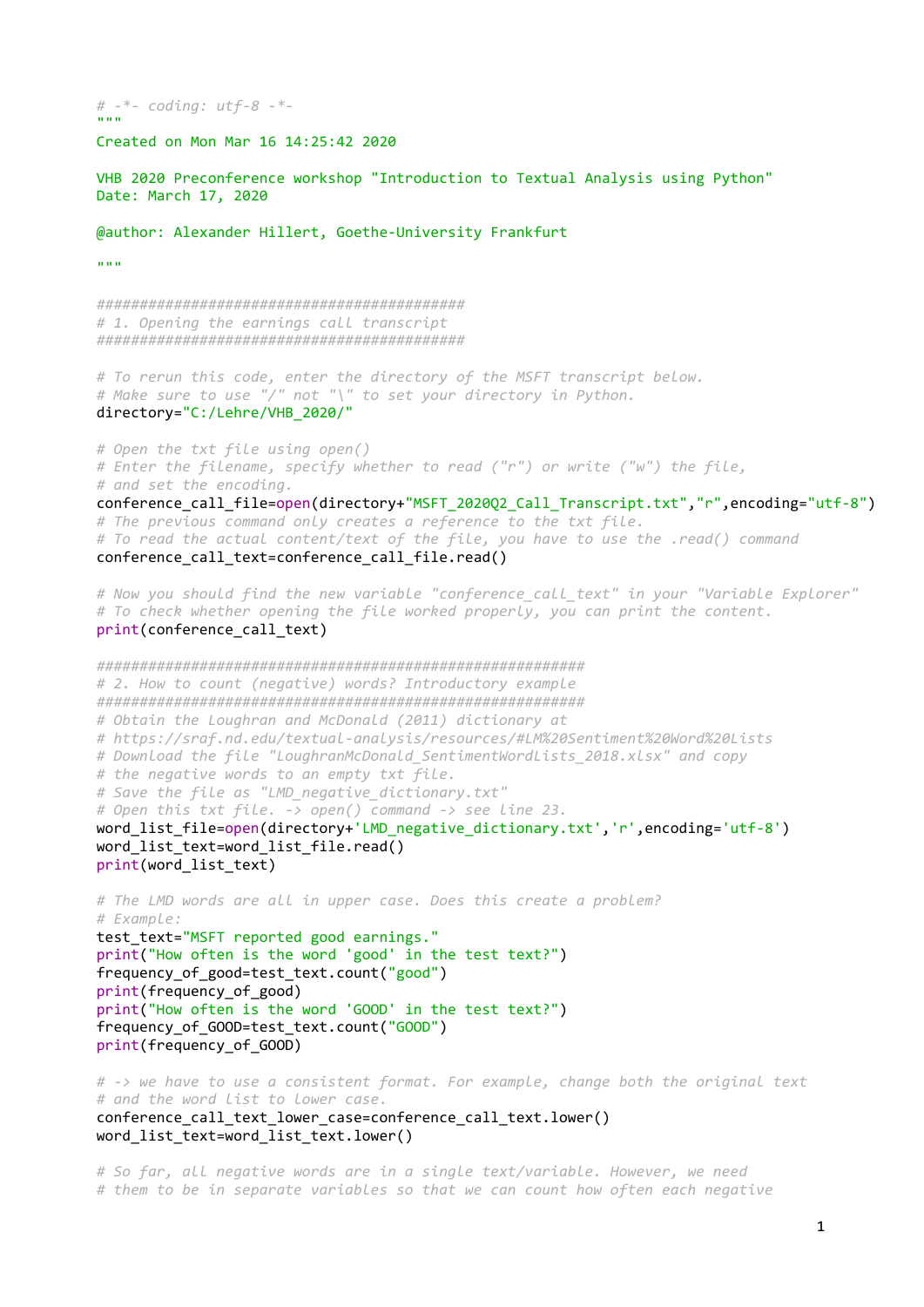```python
# -*- coding: utf-8 -*-
"""
Created on Mon Mar 16 14:25:42 2020

VHB 2020 Preconference workshop "Introduction to Textual Analysis using Python"
Date: March 17, 2020

@author: Alexander Hillert, Goethe-University Frankfurt

"""

###########################################
# 1. Opening the earnings call transcript
###########################################

# To rerun this code, enter the directory of the MSFT transcript below.
# Make sure to use "/" not "\" to set your directory in Python.
directory="C:/Lehre/VHB_2020/"

# Open the txt file using open()
# Enter the filename, specify whether to read ("r") or write ("w") the file,
# and set the encoding.
conference_call_file=open(directory+"MSFT_2020Q2_Call_Transcript.txt","r",encoding="utf-8")
# The previous command only creates a reference to the txt file.
# To read the actual content/text of the file, you have to use the .read() command
conference_call_text=conference_call_file.read()

# Now you should find the new variable "conference_call_text" in your "Variable Explorer"
# To check whether opening the file worked properly, you can print the content.
print(conference_call_text)

##########################################################
# 2. How to count (negative) words? Introductory example
##########################################################
# Obtain the Loughran and McDonald (2011) dictionary at
# https://sraf.nd.edu/textual-analysis/resources/#LM%20Sentiment%20Word%20Lists
# Download the file "LoughranMcDonald_SentimentWordLists_2018.xlsx" and copy
# the negative words to an empty txt file.
# Save the file as "LMD_negative_dictionary.txt"
# Open this txt file. -> open() command -> see line 23.
word_list_file=open(directory+'LMD_negative_dictionary.txt','r',encoding='utf-8')
word_list_text=word_list_file.read()
print(word_list_text)

# The LMD words are all in upper case. Does this create a problem?
# Example:
test_text="MSFT reported good earnings."
print("How often is the word 'good' in the test text?")
frequency_of_good=test_text.count("good")
print(frequency_of_good)
print("How often is the word 'GOOD' in the test text?")
frequency_of_GOOD=test_text.count("GOOD")
print(frequency_of_GOOD)

# -> we have to use a consistent format. For example, change both the original text
# and the word list to lower case.
conference_call_text_lower_case=conference_call_text.lower()
word_list_text=word_list_text.lower()

# So far, all negative words are in a single text/variable. However, we need
# them to be in separate variables so that we can count how often each negative
```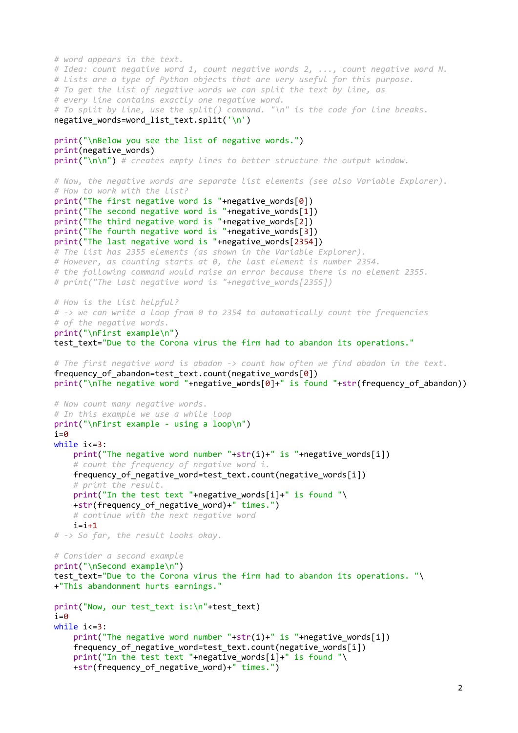```python
# word appears in the text.
# Idea: count negative word 1, count negative words 2, ..., count negative word N.
# Lists are a type of Python objects that are very useful for this purpose.
# To get the list of negative words we can split the text by line, as
# every line contains exactly one negative word.
# To split by line, use the split() command. "\n" is the code for line breaks.
negative_words=word_list_text.split('\n')

print("\nBelow you see the list of negative words.")
print(negative_words)
print("\n\n") # creates empty lines to better structure the output window.

# Now, the negative words are separate list elements (see also Variable Explorer).
# How to work with the list?
print("The first negative word is "+negative_words[0])
print("The second negative word is "+negative_words[1])
print("The third negative word is "+negative_words[2])
print("The fourth negative word is "+negative_words[3])
print("The last negative word is "+negative_words[2354])
# The list has 2355 elements (as shown in the Variable Explorer).
# However, as counting starts at 0, the last element is number 2354.
# the following command would raise an error because there is no element 2355.
# print("The last negative word is "+negative_words[2355])

# How is the list helpful?
# -> we can write a loop from 0 to 2354 to automatically count the frequencies
# of the negative words.
print("\nFirst example\n")
test_text="Due to the Corona virus the firm had to abandon its operations."

# The first negative word is abadon -> count how often we find abadon in the text.
frequency_of_abandon=test_text.count(negative_words[0])
print("\nThe negative word "+negative_words[0]+" is found "+str(frequency_of_abandon))

# Now count many negative words.
# In this example we use a while loop
print("\nFirst example - using a loop\n")
i=0
while i<=3:
    print("The negative word number "+str(i)+" is "+negative_words[i])
    # count the frequency of negative word i.
    frequency_of_negative_word=test_text.count(negative_words[i])
    # print the result.
    print("In the test text "+negative_words[i]+" is found "\
    +str(frequency_of_negative_word)+" times.")
    # continue with the next negative word
    i=i+1
# -> So far, the result looks okay.

# Consider a second example
print("\nSecond example\n")
test_text="Due to the Corona virus the firm had to abandon its operations. "\
+"This abandonment hurts earnings."

print("Now, our test_text is:\n"+test_text)
i=0
while i<=3:
    print("The negative word number "+str(i)+" is "+negative_words[i])
    frequency_of_negative_word=test_text.count(negative_words[i])
    print("In the test text "+negative_words[i]+" is found "\
    +str(frequency_of_negative_word)+" times.")
```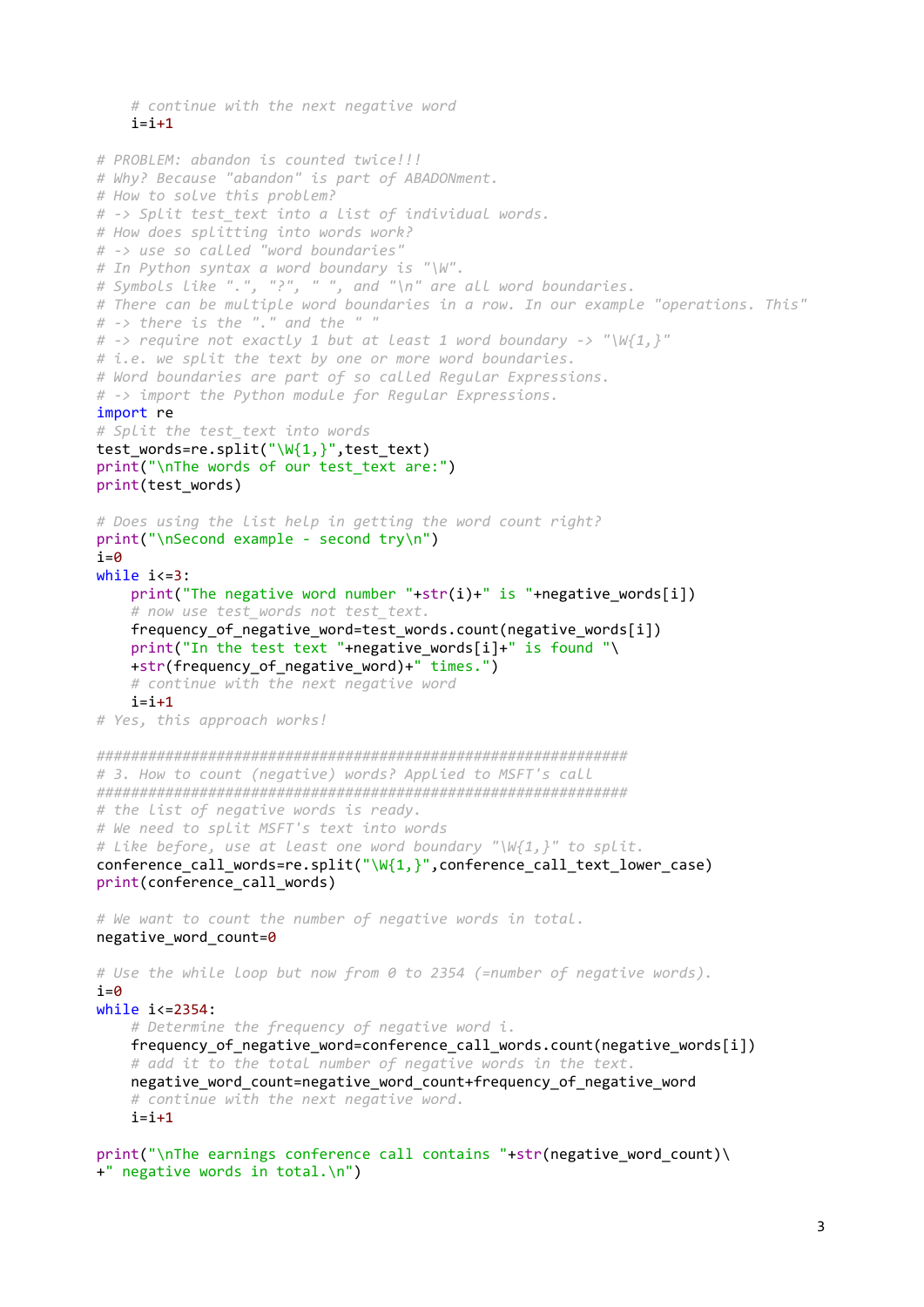```python
    # continue with the next negative word
    i=i+1

# PROBLEM: abandon is counted twice!!!
# Why? Because "abandon" is part of ABADONment.
# How to solve this problem?
# -> Split test_text into a list of individual words.
# How does splitting into words work?
# -> use so called "word boundaries"
# In Python syntax a word boundary is "\W".
# Symbols like ".", "?", " ", and "\n" are all word boundaries.
# There can be multiple word boundaries in a row. In our example "operations. This"
# -> there is the "." and the " "
# -> require not exactly 1 but at least 1 word boundary -> "\W{1,}"
# i.e. we split the text by one or more word boundaries.
# Word boundaries are part of so called Regular Expressions.
# -> import the Python module for Regular Expressions.
import re
# Split the test_text into words
test_words=re.split("\W{1,}",test_text)
print("\nThe words of our test_text are:")
print(test_words)

# Does using the list help in getting the word count right?
print("\nSecond example - second try\n")
i=0
while i<=3:
    print("The negative word number "+str(i)+" is "+negative_words[i])
    # now use test_words not test_text.
    frequency_of_negative_word=test_words.count(negative_words[i])
    print("In the test text "+negative_words[i]+" is found "\
    +str(frequency_of_negative_word)+" times.")
    # continue with the next negative word
    i=i+1
# Yes, this approach works!

#################################################################
# 3. How to count (negative) words? Applied to MSFT's call
#################################################################
# the list of negative words is ready.
# We need to split MSFT's text into words
# Like before, use at least one word boundary "\W{1,}" to split.
conference_call_words=re.split("\W{1,}",conference_call_text_lower_case)
print(conference_call_words)

# We want to count the number of negative words in total.
negative_word_count=0

# Use the while loop but now from 0 to 2354 (=number of negative words).
i=0
while i<=2354:
    # Determine the frequency of negative word i.
    frequency_of_negative_word=conference_call_words.count(negative_words[i])
    # add it to the total number of negative words in the text.
    negative_word_count=negative_word_count+frequency_of_negative_word
    # continue with the next negative word.
    i=i+1

print("\nThe earnings conference call contains "+str(negative_word_count)\
+" negative words in total.\n")
```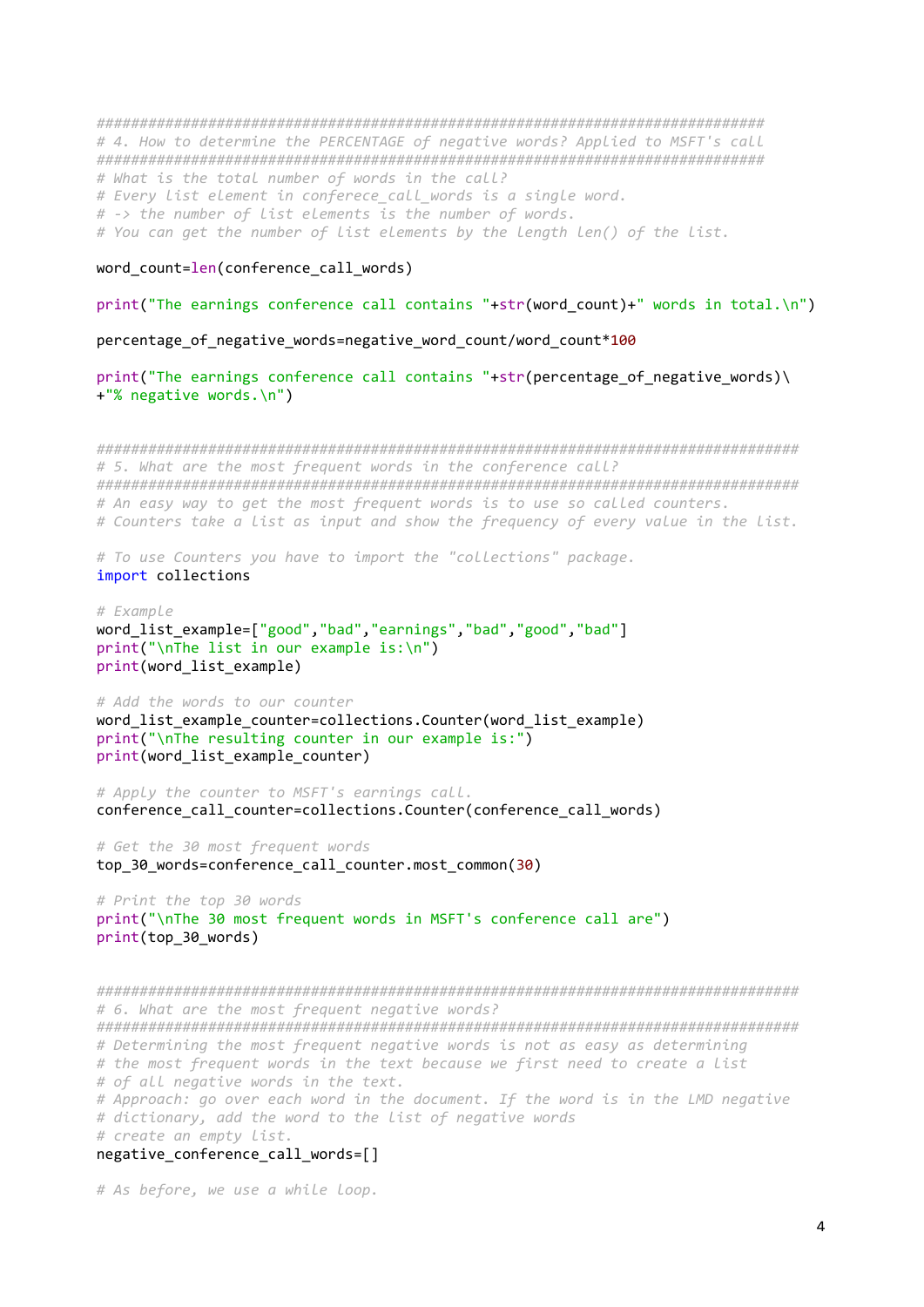```python
################################################################################
# 4. How to determine the PERCENTAGE of negative words? Applied to MSFT's call
################################################################################
# What is the total number of words in the call?
# Every list element in conferece_call_words is a single word.
# -> the number of list elements is the number of words.
# You can get the number of list elements by the length len() of the list.

word_count=len(conference_call_words)

print("The earnings conference call contains "+str(word_count)+" words in total.\n")

percentage_of_negative_words=negative_word_count/word_count*100

print("The earnings conference call contains "+str(percentage_of_negative_words)\
+"% negative words.\n")


####################################################################################
# 5. What are the most frequent words in the conference call?
####################################################################################
# An easy way to get the most frequent words is to use so called counters.
# Counters take a list as input and show the frequency of every value in the list.

# To use Counters you have to import the "collections" package.
import collections

# Example
word_list_example=["good","bad","earnings","bad","good","bad"]
print("\nThe list in our example is:\n")
print(word_list_example)

# Add the words to our counter
word_list_example_counter=collections.Counter(word_list_example)
print("\nThe resulting counter in our example is:")
print(word_list_example_counter)

# Apply the counter to MSFT's earnings call.
conference_call_counter=collections.Counter(conference_call_words)

# Get the 30 most frequent words
top_30_words=conference_call_counter.most_common(30)

# Print the top 30 words
print("\nThe 30 most frequent words in MSFT's conference call are")
print(top_30_words)


####################################################################################
# 6. What are the most frequent negative words?
####################################################################################
# Determining the most frequent negative words is not as easy as determining
# the most frequent words in the text because we first need to create a list
# of all negative words in the text.
# Approach: go over each word in the document. If the word is in the LMD negative
# dictionary, add the word to the list of negative words
# create an empty list.
negative_conference_call_words=[]

# As before, we use a while loop.
```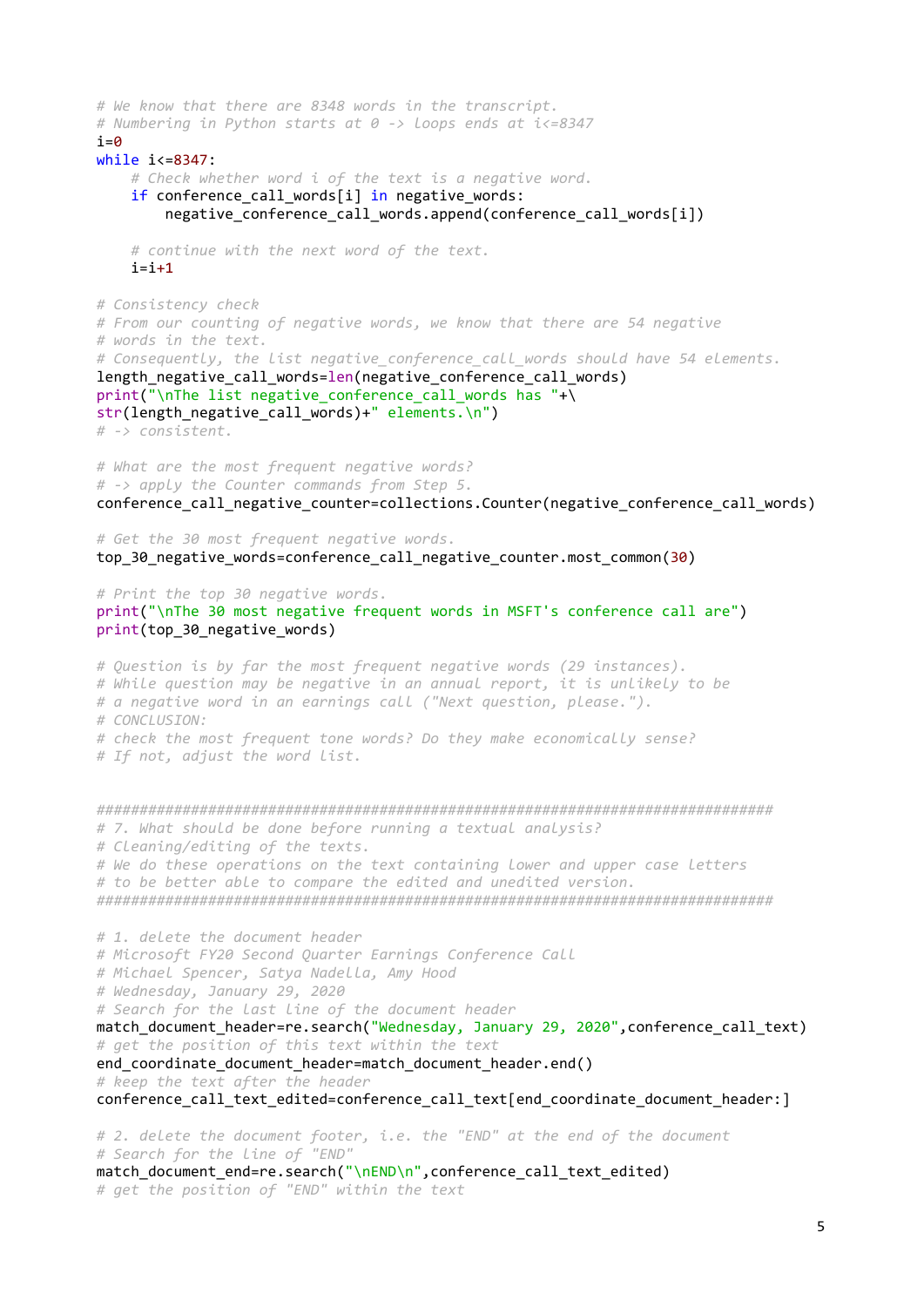```python
# We know that there are 8348 words in the transcript.
# Numbering in Python starts at 0 -> loops ends at i<=8347
i=0
while i<=8347:
    # Check whether word i of the text is a negative word.
    if conference_call_words[i] in negative_words:
        negative_conference_call_words.append(conference_call_words[i])

    # continue with the next word of the text.
    i=i+1

# Consistency check
# From our counting of negative words, we know that there are 54 negative
# words in the text.
# Consequently, the list negative_conference_call_words should have 54 elements.
length_negative_call_words=len(negative_conference_call_words)
print("\nThe list negative_conference_call_words has "+\
str(length_negative_call_words)+" elements.\n")
# -> consistent.

# What are the most frequent negative words?
# -> apply the Counter commands from Step 5.
conference_call_negative_counter=collections.Counter(negative_conference_call_words)

# Get the 30 most frequent negative words.
top_30_negative_words=conference_call_negative_counter.most_common(30)

# Print the top 30 negative words.
print("\nThe 30 most negative frequent words in MSFT's conference call are")
print(top_30_negative_words)

# Question is by far the most frequent negative words (29 instances).
# While question may be negative in an annual report, it is unlikely to be
# a negative word in an earnings call ("Next question, please.").
# CONCLUSION:
# check the most frequent tone words? Do they make economically sense?
# If not, adjust the word list.


##################################################################################
# 7. What should be done before running a textual analysis?
# Cleaning/editing of the texts.
# We do these operations on the text containing lower and upper case letters
# to be better able to compare the edited and unedited version.
##################################################################################

# 1. delete the document header
# Microsoft FY20 Second Quarter Earnings Conference Call
# Michael Spencer, Satya Nadella, Amy Hood
# Wednesday, January 29, 2020
# Search for the last line of the document header
match_document_header=re.search("Wednesday, January 29, 2020",conference_call_text)
# get the position of this text within the text
end_coordinate_document_header=match_document_header.end()
# keep the text after the header
conference_call_text_edited=conference_call_text[end_coordinate_document_header:]

# 2. delete the document footer, i.e. the "END" at the end of the document
# Search for the line of "END"
match_document_end=re.search("\nEND\n",conference_call_text_edited)
# get the position of "END" within the text
```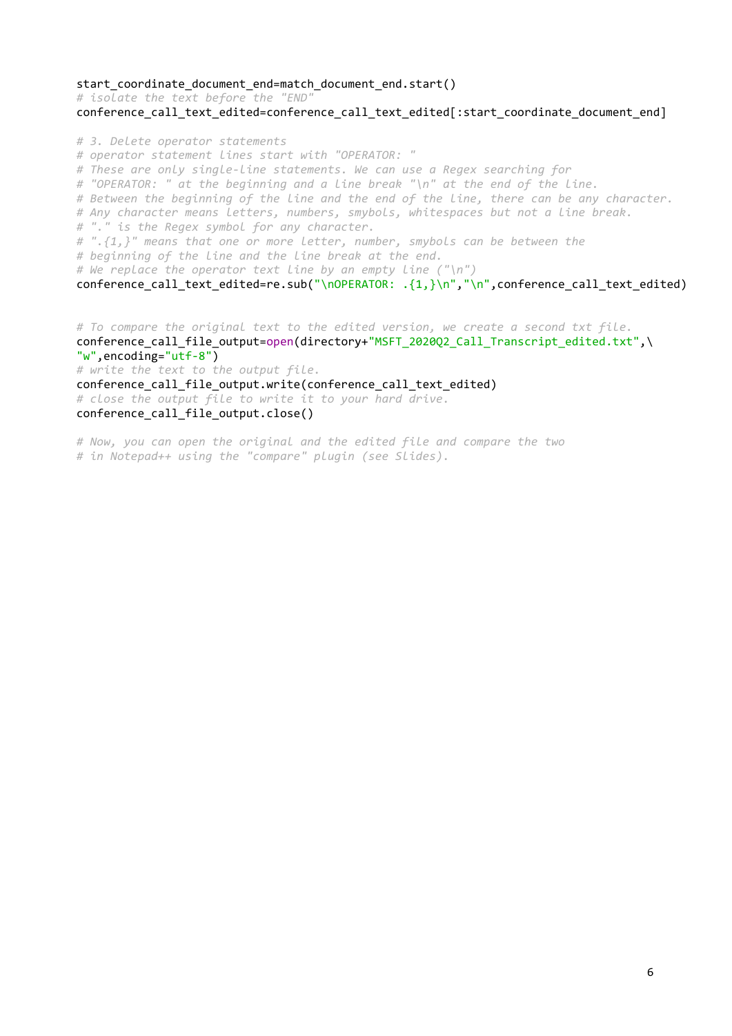```python
start_coordinate_document_end=match_document_end.start()
# isolate the text before the "END"
conference_call_text_edited=conference_call_text_edited[:start_coordinate_document_end]

# 3. Delete operator statements
# operator statement lines start with "OPERATOR: "
# These are only single-line statements. We can use a Regex searching for
# "OPERATOR: " at the beginning and a line break "\n" at the end of the line.
# Between the beginning of the line and the end of the line, there can be any character.
# Any character means letters, numbers, smybols, whitespaces but not a line break.
# "." is the Regex symbol for any character.
# ".{1,}" means that one or more letter, number, smybols can be between the
# beginning of the line and the line break at the end.
# We replace the operator text line by an empty line ("\n")
conference_call_text_edited=re.sub("\nOPERATOR: .{1,}\n","\n",conference_call_text_edited)


# To compare the original text to the edited version, we create a second txt file.
conference_call_file_output=open(directory+"MSFT_2020Q2_Call_Transcript_edited.txt",\
"w",encoding="utf-8")
# write the text to the output file.
conference_call_file_output.write(conference_call_text_edited)
# close the output file to write it to your hard drive.
conference_call_file_output.close()

# Now, you can open the original and the edited file and compare the two
# in Notepad++ using the "compare" plugin (see Slides).
```